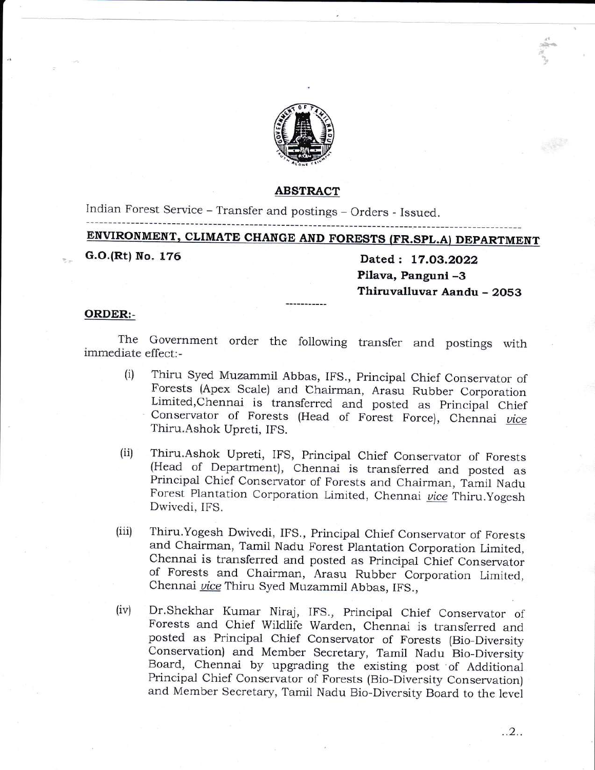## ABSTRACT

Indian Forest Service – Transfer and postings – Orders - Issued.

---

## ENVIRONMENT, CLIMATE CHANGE AND FORESTS (FR.SPL.A) DEPARTMENT

**G.O.(Rt) No. 176** **Dated : 17.03.2022**
**Pilava, Panguni –3**
**Thiruvalluvar Aandu – 2053**

---

**ORDER:-**

The Government order the following transfer and postings with immediate effect:-

(i) Thiru Syed Muzammil Abbas, IFS., Principal Chief Conservator of Forests (Apex Scale) and Chairman, Arasu Rubber Corporation Limited,Chennai is transferred and posted as Principal Chief Conservator of Forests (Head of Forest Force), Chennai *vice* Thiru.Ashok Upreti, IFS.

(ii) Thiru.Ashok Upreti, IFS, Principal Chief Conservator of Forests (Head of Department), Chennai is transferred and posted as Principal Chief Conservator of Forests and Chairman, Tamil Nadu Forest Plantation Corporation Limited, Chennai *vice* Thiru.Yogesh Dwivedi, IFS.

(iii) Thiru.Yogesh Dwivedi, IFS., Principal Chief Conservator of Forests and Chairman, Tamil Nadu Forest Plantation Corporation Limited, Chennai is transferred and posted as Principal Chief Conservator of Forests and Chairman, Arasu Rubber Corporation Limited, Chennai *vice* Thiru Syed Muzammil Abbas, IFS.,

(iv) Dr.Shekhar Kumar Niraj, IFS., Principal Chief Conservator of Forests and Chief Wildlife Warden, Chennai is transferred and posted as Principal Chief Conservator of Forests (Bio-Diversity Conservation) and Member Secretary, Tamil Nadu Bio-Diversity Board, Chennai by upgrading the existing post of Additional Principal Chief Conservator of Forests (Bio-Diversity Conservation) and Member Secretary, Tamil Nadu Bio-Diversity Board to the level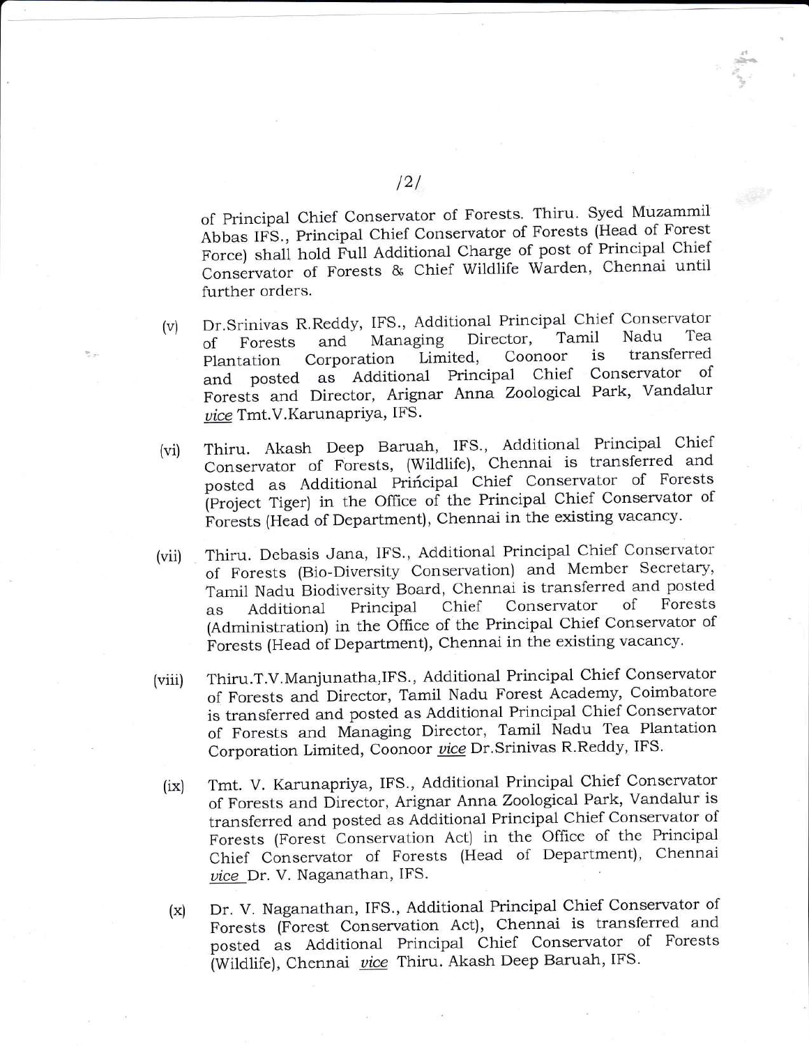of Principal Chief Conservator of Forests. Thiru. Syed Muzammil Abbas IFS., Principal Chief Conservator of Forests (Head of Forest Force) shall hold Full Additional Charge of post of Principal Chief Conservator of Forests & Chief Wildlife Warden, Chennai until further orders.

(v) Dr.Srinivas R.Reddy, IFS., Additional Principal Chief Conservator of Forests and Managing Director, Tamil Nadu Tea Plantation Corporation Limited, Coonoor is transferred and posted as Additional Principal Chief Conservator of Forests and Director, Arignar Anna Zoological Park, Vandalur *vice* Tmt.V.Karunapriya, IFS.

(vi) Thiru. Akash Deep Baruah, IFS., Additional Principal Chief Conservator of Forests, (Wildlife), Chennai is transferred and posted as Additional Principal Chief Conservator of Forests (Project Tiger) in the Office of the Principal Chief Conservator of Forests (Head of Department), Chennai in the existing vacancy.

(vii) Thiru. Debasis Jana, IFS., Additional Principal Chief Conservator of Forests (Bio-Diversity Conservation) and Member Secretary, Tamil Nadu Biodiversity Board, Chennai is transferred and posted as Additional Principal Chief Conservator of Forests (Administration) in the Office of the Principal Chief Conservator of Forests (Head of Department), Chennai in the existing vacancy.

(viii) Thiru.T.V.Manjunatha,IFS., Additional Principal Chief Conservator of Forests and Director, Tamil Nadu Forest Academy, Coimbatore is transferred and posted as Additional Principal Chief Conservator of Forests and Managing Director, Tamil Nadu Tea Plantation Corporation Limited, Coonoor *vice* Dr.Srinivas R.Reddy, IFS.

(ix) Tmt. V. Karunapriya, IFS., Additional Principal Chief Conservator of Forests and Director, Arignar Anna Zoological Park, Vandalur is transferred and posted as Additional Principal Chief Conservator of Forests (Forest Conservation Act) in the Office of the Principal Chief Conservator of Forests (Head of Department), Chennai *vice* Dr. V. Naganathan, IFS.

(x) Dr. V. Naganathan, IFS., Additional Principal Chief Conservator of Forests (Forest Conservation Act), Chennai is transferred and posted as Additional Principal Chief Conservator of Forests (Wildlife), Chennai *vice* Thiru. Akash Deep Baruah, IFS.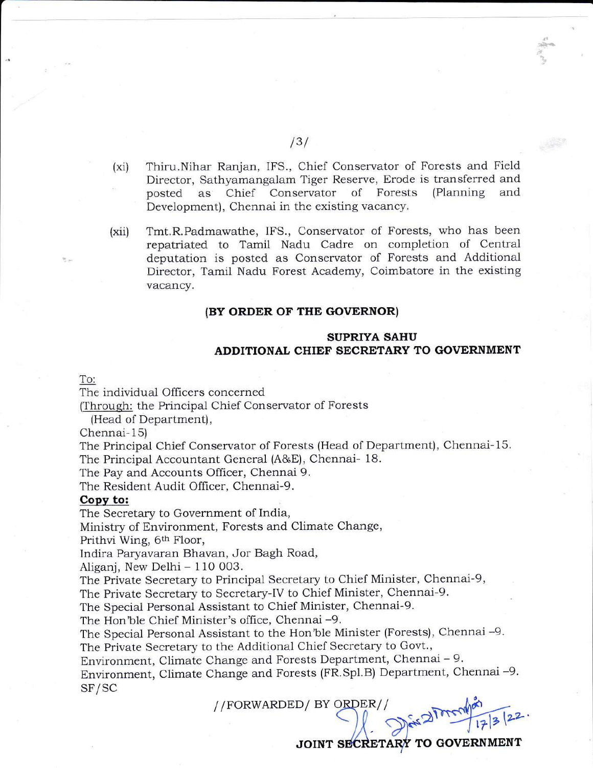(xi) Thiru.Nihar Ranjan, IFS., Chief Conservator of Forests and Field Director, Sathyamangalam Tiger Reserve, Erode is transferred and posted as Chief Conservator of Forests (Planning and Development), Chennai in the existing vacancy.

(xii) Tmt.R.Padmawathe, IFS., Conservator of Forests, who has been repatriated to Tamil Nadu Cadre on completion of Central deputation is posted as Conservator of Forests and Additional Director, Tamil Nadu Forest Academy, Coimbatore in the existing vacancy.

**(BY ORDER OF THE GOVERNOR)**

**SUPRIYA SAHU**
**ADDITIONAL CHIEF SECRETARY TO GOVERNMENT**

To:
The individual Officers concerned
(Through: the Principal Chief Conservator of Forests
(Head of Department),
Chennai-15)
The Principal Chief Conservator of Forests (Head of Department), Chennai-15.
The Principal Accountant General (A&E), Chennai- 18.
The Pay and Accounts Officer, Chennai 9.
The Resident Audit Officer, Chennai-9.

**Copy to:**
The Secretary to Government of India,
Ministry of Environment, Forests and Climate Change,
Prithvi Wing, 6th Floor,
Indira Paryavaran Bhavan, Jor Bagh Road,
Aliganj, New Delhi – 110 003.
The Private Secretary to Principal Secretary to Chief Minister, Chennai-9,
The Private Secretary to Secretary-IV to Chief Minister, Chennai-9.
The Special Personal Assistant to Chief Minister, Chennai-9.
The Hon'ble Chief Minister's office, Chennai –9.
The Special Personal Assistant to the Hon'ble Minister (Forests), Chennai –9.
The Private Secretary to the Additional Chief Secretary to Govt.,
Environment, Climate Change and Forests Department, Chennai – 9.
Environment, Climate Change and Forests (FR.Spl.B) Department, Chennai –9.
SF/SC

//FORWARDED/ BY ORDER//

17/3/22.

**JOINT SECRETARY TO GOVERNMENT**